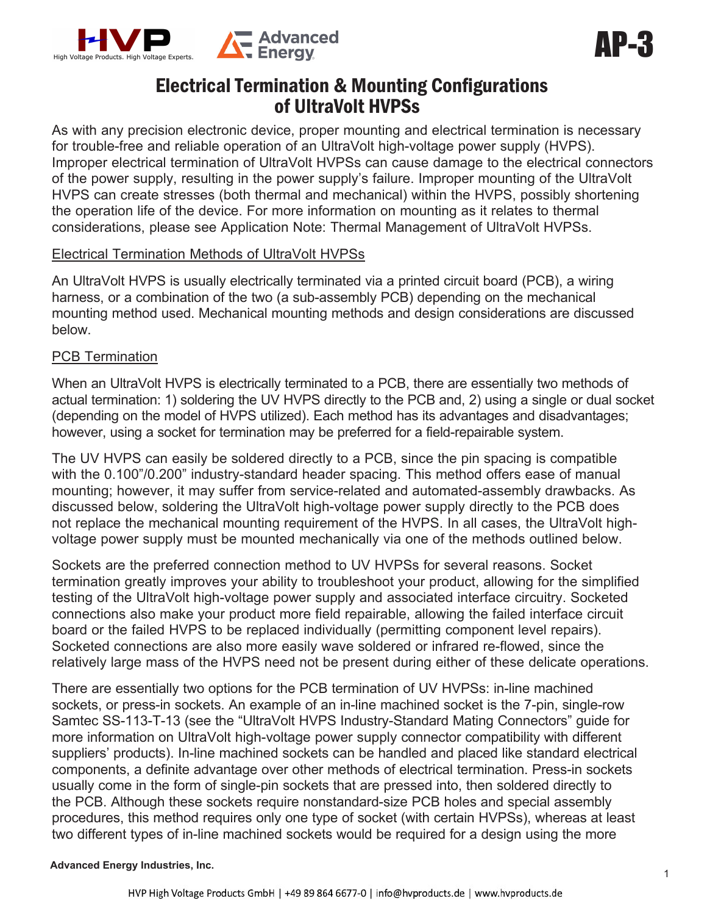AP-3

# Electrical Termination & Mounting Configurations of UltraVolt HVPSs

As with any precision electronic device, proper mounting and electrical termination is necessary for trouble-free and reliable operation of an UltraVolt high-voltage power supply (HVPS). Improper electrical termination of UltraVolt HVPSs can cause damage to the electrical connectors of the power supply, resulting in the power supply's failure. Improper mounting of the UltraVolt HVPS can create stresses (both thermal and mechanical) within the HVPS, possibly shortening the operation life of the device. For more information on mounting as it relates to thermal considerations, please see Application Note: Thermal Management of UltraVolt HVPSs.

## Electrical Termination Methods of UltraVolt HVPSs

An UltraVolt HVPS is usually electrically terminated via a printed circuit board (PCB), a wiring harness, or a combination of the two (a sub-assembly PCB) depending on the mechanical mounting method used. Mechanical mounting methods and design considerations are discussed below.

## PCB Termination

When an UltraVolt HVPS is electrically terminated to a PCB, there are essentially two methods of actual termination: 1) soldering the UV HVPS directly to the PCB and, 2) using a single or dual socket (depending on the model of HVPS utilized). Each method has its advantages and disadvantages; however, using a socket for termination may be preferred for a field-repairable system.

The UV HVPS can easily be soldered directly to a PCB, since the pin spacing is compatible with the 0.100"/0.200" industry-standard header spacing. This method offers ease of manual mounting; however, it may suffer from service-related and automated-assembly drawbacks. As discussed below, soldering the UltraVolt high-voltage power supply directly to the PCB does not replace the mechanical mounting requirement of the HVPS. In all cases, the UltraVolt high-voltage power supply must be mounted mechanically via one of the methods outlined below.

Sockets are the preferred connection method to UV HVPSs for several reasons. Socket termination greatly improves your ability to troubleshoot your product, allowing for the simplified testing of the UltraVolt high-voltage power supply and associated interface circuitry. Socketed connections also make your product more field repairable, allowing the failed interface circuit board or the failed HVPS to be replaced individually (permitting component level repairs). Socketed connections are also more easily wave soldered or infrared re-flowed, since the relatively large mass of the HVPS need not be present during either of these delicate operations.

There are essentially two options for the PCB termination of UV HVPSs: in-line machined sockets, or press-in sockets. An example of an in-line machined socket is the 7-pin, single-row Samtec SS-113-T-13 (see the "UltraVolt HVPS Industry-Standard Mating Connectors" guide for more information on UltraVolt high-voltage power supply connector compatibility with different suppliers' products). In-line machined sockets can be handled and placed like standard electrical components, a definite advantage over other methods of electrical termination. Press-in sockets usually come in the form of single-pin sockets that are pressed into, then soldered directly to the PCB. Although these sockets require nonstandard-size PCB holes and special assembly procedures, this method requires only one type of socket (with certain HVPSs), whereas at least two different types of in-line machined sockets would be required for a design using the more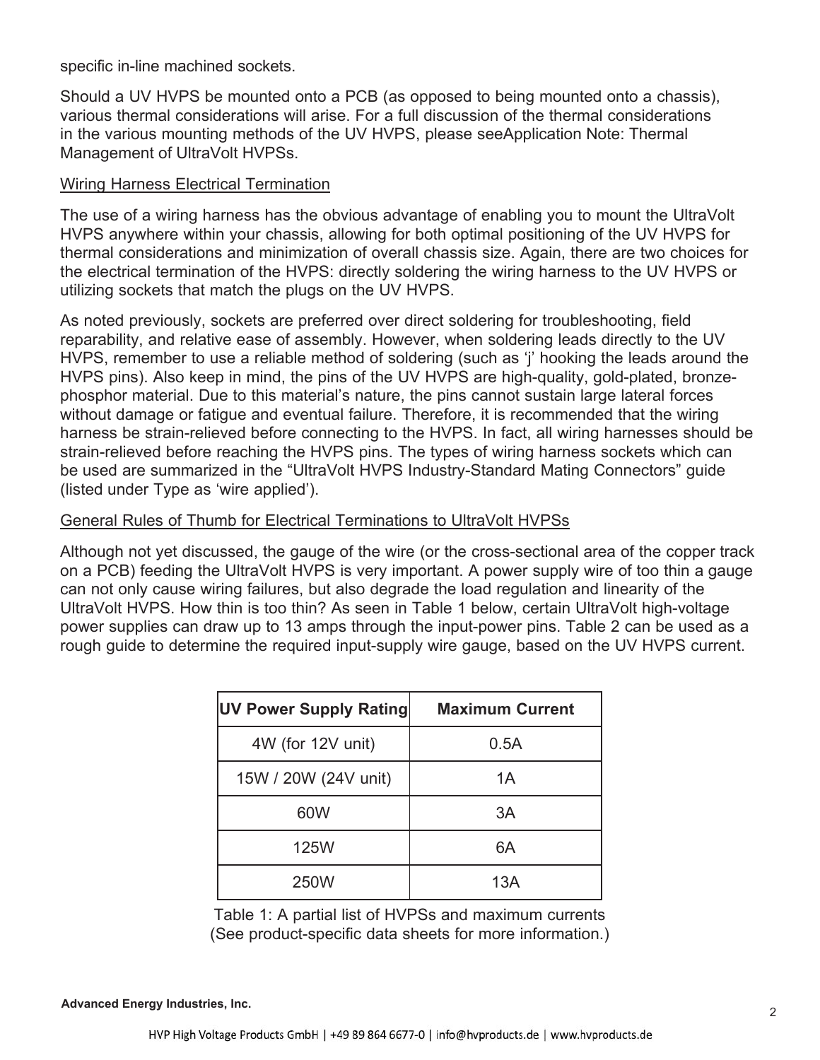specific in-line machined sockets.

Should a UV HVPS be mounted onto a PCB (as opposed to being mounted onto a chassis), various thermal considerations will arise. For a full discussion of the thermal considerations in the various mounting methods of the UV HVPS, please seeApplication Note: Thermal Management of UltraVolt HVPSs.

### Wiring Harness Electrical Termination

The use of a wiring harness has the obvious advantage of enabling you to mount the UltraVolt HVPS anywhere within your chassis, allowing for both optimal positioning of the UV HVPS for thermal considerations and minimization of overall chassis size. Again, there are two choices for the electrical termination of the HVPS: directly soldering the wiring harness to the UV HVPS or utilizing sockets that match the plugs on the UV HVPS.

As noted previously, sockets are preferred over direct soldering for troubleshooting, field reparability, and relative ease of assembly. However, when soldering leads directly to the UV HVPS, remember to use a reliable method of soldering (such as 'j' hooking the leads around the HVPS pins). Also keep in mind, the pins of the UV HVPS are high-quality, gold-plated, bronze-phosphor material. Due to this material's nature, the pins cannot sustain large lateral forces without damage or fatigue and eventual failure. Therefore, it is recommended that the wiring harness be strain-relieved before connecting to the HVPS. In fact, all wiring harnesses should be strain-relieved before reaching the HVPS pins. The types of wiring harness sockets which can be used are summarized in the "UltraVolt HVPS Industry-Standard Mating Connectors" guide (listed under Type as 'wire applied').

### General Rules of Thumb for Electrical Terminations to UltraVolt HVPSs

Although not yet discussed, the gauge of the wire (or the cross-sectional area of the copper track on a PCB) feeding the UltraVolt HVPS is very important. A power supply wire of too thin a gauge can not only cause wiring failures, but also degrade the load regulation and linearity of the UltraVolt HVPS. How thin is too thin? As seen in Table 1 below, certain UltraVolt high-voltage power supplies can draw up to 13 amps through the input-power pins. Table 2 can be used as a rough guide to determine the required input-supply wire gauge, based on the UV HVPS current.

| UV Power Supply Rating | Maximum Current |
| --- | --- |
| 4W (for 12V unit) | 0.5A |
| 15W / 20W (24V unit) | 1A |
| 60W | 3A |
| 125W | 6A |
| 250W | 13A |

Table 1: A partial list of HVPSs and maximum currents
(See product-specific data sheets for more information.)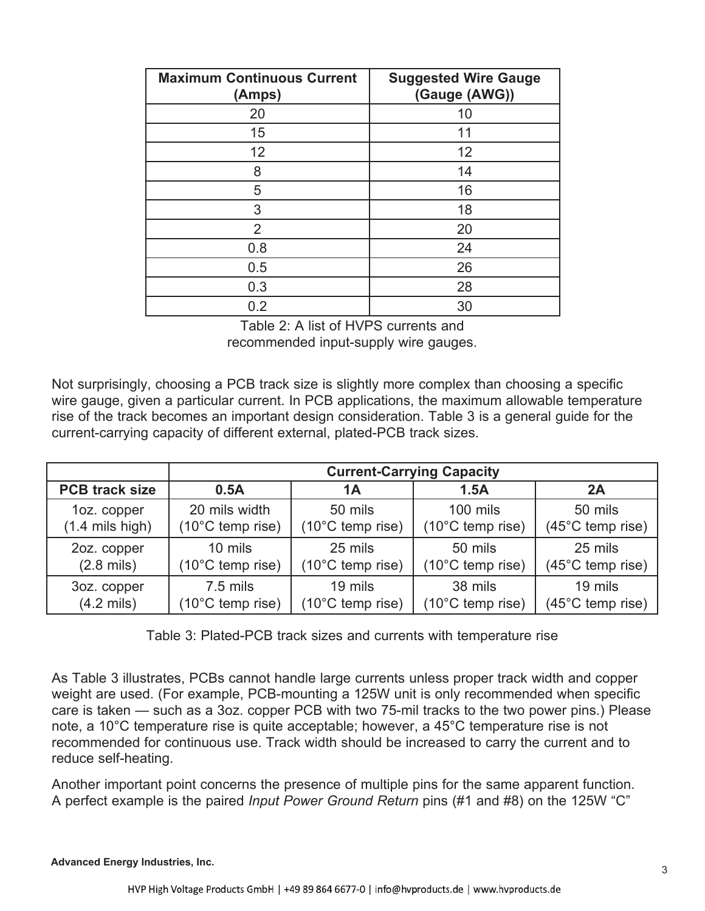| Maximum Continuous Current (Amps) | Suggested Wire Gauge (Gauge (AWG)) |
|---|---|
| 20 | 10 |
| 15 | 11 |
| 12 | 12 |
| 8 | 14 |
| 5 | 16 |
| 3 | 18 |
| 2 | 20 |
| 0.8 | 24 |
| 0.5 | 26 |
| 0.3 | 28 |
| 0.2 | 30 |

Table 2: A list of HVPS currents and recommended input-supply wire gauges.

Not surprisingly, choosing a PCB track size is slightly more complex than choosing a specific wire gauge, given a particular current. In PCB applications, the maximum allowable temperature rise of the track becomes an important design consideration. Table 3 is a general guide for the current-carrying capacity of different external, plated-PCB track sizes.

| | **Current-Carrying Capacity** | | | |
|---|---|---|---|---|
| **PCB track size** | **0.5A** | **1A** | **1.5A** | **2A** |
| 1oz. copper (1.4 mils high) | 20 mils width (10°C temp rise) | 50 mils (10°C temp rise) | 100 mils (10°C temp rise) | 50 mils (45°C temp rise) |
| 2oz. copper (2.8 mils) | 10 mils (10°C temp rise) | 25 mils (10°C temp rise) | 50 mils (10°C temp rise) | 25 mils (45°C temp rise) |
| 3oz. copper (4.2 mils) | 7.5 mils (10°C temp rise) | 19 mils (10°C temp rise) | 38 mils (10°C temp rise) | 19 mils (45°C temp rise) |

Table 3: Plated-PCB track sizes and currents with temperature rise

As Table 3 illustrates, PCBs cannot handle large currents unless proper track width and copper weight are used. (For example, PCB-mounting a 125W unit is only recommended when specific care is taken — such as a 3oz. copper PCB with two 75-mil tracks to the two power pins.) Please note, a 10°C temperature rise is quite acceptable; however, a 45°C temperature rise is not recommended for continuous use. Track width should be increased to carry the current and to reduce self-heating.

Another important point concerns the presence of multiple pins for the same apparent function. A perfect example is the paired *Input Power Ground Return* pins (#1 and #8) on the 125W "C"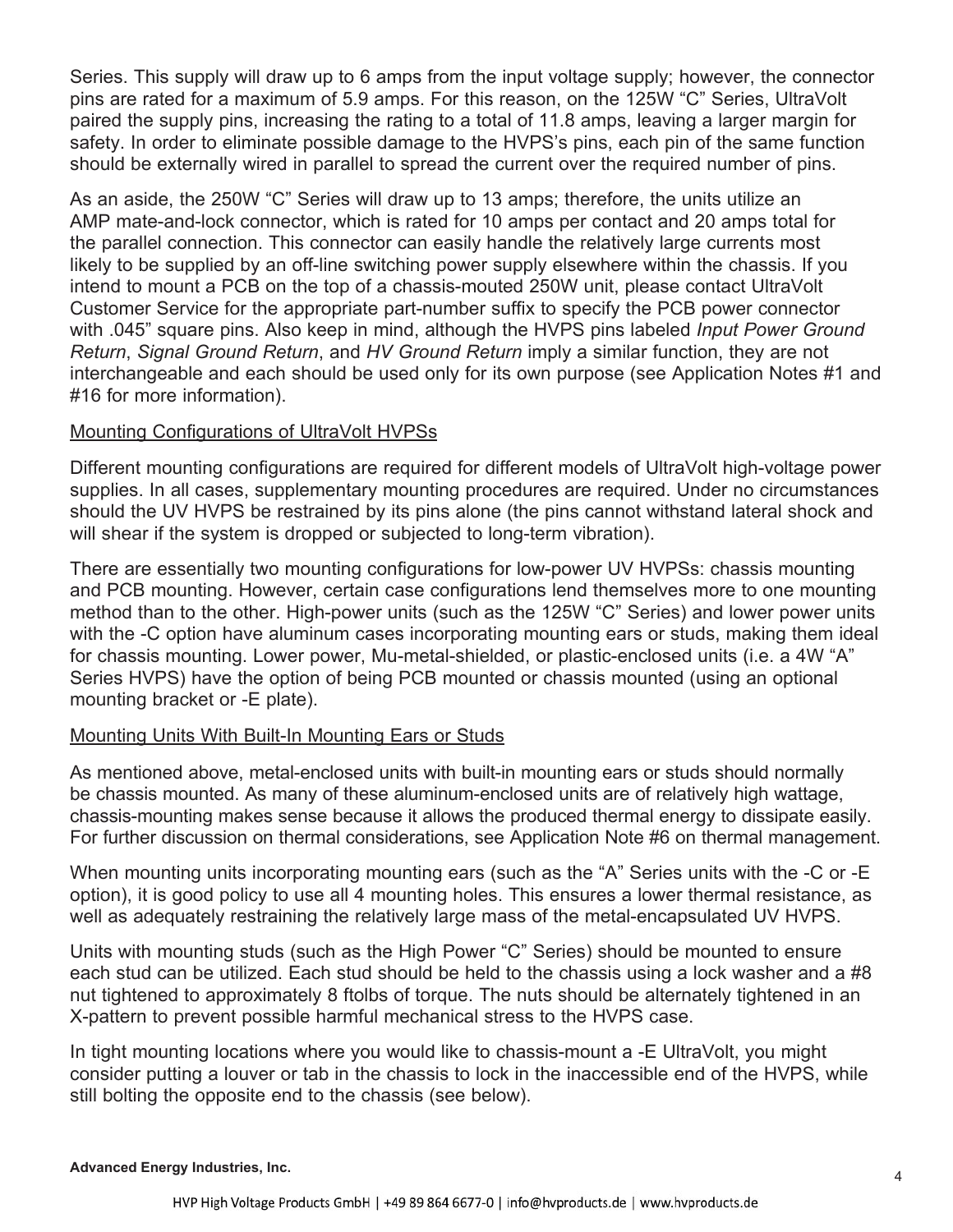Series. This supply will draw up to 6 amps from the input voltage supply; however, the connector pins are rated for a maximum of 5.9 amps. For this reason, on the 125W "C" Series, UltraVolt paired the supply pins, increasing the rating to a total of 11.8 amps, leaving a larger margin for safety. In order to eliminate possible damage to the HVPS's pins, each pin of the same function should be externally wired in parallel to spread the current over the required number of pins.

As an aside, the 250W "C" Series will draw up to 13 amps; therefore, the units utilize an AMP mate-and-lock connector, which is rated for 10 amps per contact and 20 amps total for the parallel connection. This connector can easily handle the relatively large currents most likely to be supplied by an off-line switching power supply elsewhere within the chassis. If you intend to mount a PCB on the top of a chassis-mouted 250W unit, please contact UltraVolt Customer Service for the appropriate part-number suffix to specify the PCB power connector with .045" square pins. Also keep in mind, although the HVPS pins labeled *Input Power Ground Return*, *Signal Ground Return*, and *HV Ground Return* imply a similar function, they are not interchangeable and each should be used only for its own purpose (see Application Notes #1 and #16 for more information).

## Mounting Configurations of UltraVolt HVPSs

Different mounting configurations are required for different models of UltraVolt high-voltage power supplies. In all cases, supplementary mounting procedures are required. Under no circumstances should the UV HVPS be restrained by its pins alone (the pins cannot withstand lateral shock and will shear if the system is dropped or subjected to long-term vibration).

There are essentially two mounting configurations for low-power UV HVPSs: chassis mounting and PCB mounting. However, certain case configurations lend themselves more to one mounting method than to the other. High-power units (such as the 125W "C" Series) and lower power units with the -C option have aluminum cases incorporating mounting ears or studs, making them ideal for chassis mounting. Lower power, Mu-metal-shielded, or plastic-enclosed units (i.e. a 4W "A" Series HVPS) have the option of being PCB mounted or chassis mounted (using an optional mounting bracket or -E plate).

## Mounting Units With Built-In Mounting Ears or Studs

As mentioned above, metal-enclosed units with built-in mounting ears or studs should normally be chassis mounted. As many of these aluminum-enclosed units are of relatively high wattage, chassis-mounting makes sense because it allows the produced thermal energy to dissipate easily. For further discussion on thermal considerations, see Application Note #6 on thermal management.

When mounting units incorporating mounting ears (such as the "A" Series units with the -C or -E option), it is good policy to use all 4 mounting holes. This ensures a lower thermal resistance, as well as adequately restraining the relatively large mass of the metal-encapsulated UV HVPS.

Units with mounting studs (such as the High Power "C" Series) should be mounted to ensure each stud can be utilized. Each stud should be held to the chassis using a lock washer and a #8 nut tightened to approximately 8 ftolbs of torque. The nuts should be alternately tightened in an X-pattern to prevent possible harmful mechanical stress to the HVPS case.

In tight mounting locations where you would like to chassis-mount a -E UltraVolt, you might consider putting a louver or tab in the chassis to lock in the inaccessible end of the HVPS, while still bolting the opposite end to the chassis (see below).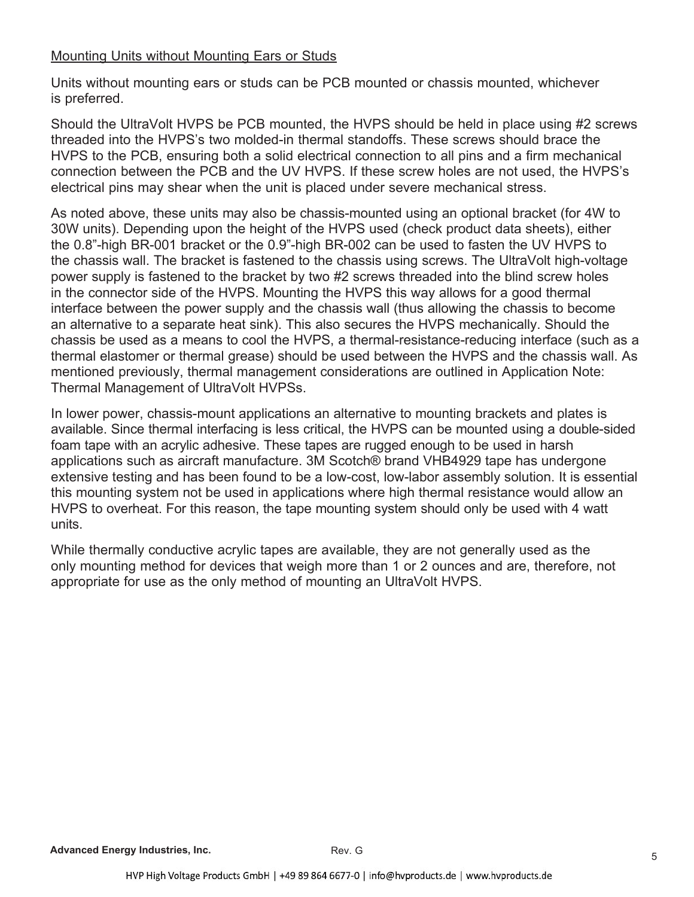Mounting Units without Mounting Ears or Studs

Units without mounting ears or studs can be PCB mounted or chassis mounted, whichever is preferred.

Should the UltraVolt HVPS be PCB mounted, the HVPS should be held in place using #2 screws threaded into the HVPS's two molded-in thermal standoffs. These screws should brace the HVPS to the PCB, ensuring both a solid electrical connection to all pins and a firm mechanical connection between the PCB and the UV HVPS. If these screw holes are not used, the HVPS's electrical pins may shear when the unit is placed under severe mechanical stress.

As noted above, these units may also be chassis-mounted using an optional bracket (for 4W to 30W units). Depending upon the height of the HVPS used (check product data sheets), either the 0.8"-high BR-001 bracket or the 0.9"-high BR-002 can be used to fasten the UV HVPS to the chassis wall. The bracket is fastened to the chassis using screws. The UltraVolt high-voltage power supply is fastened to the bracket by two #2 screws threaded into the blind screw holes in the connector side of the HVPS. Mounting the HVPS this way allows for a good thermal interface between the power supply and the chassis wall (thus allowing the chassis to become an alternative to a separate heat sink). This also secures the HVPS mechanically. Should the chassis be used as a means to cool the HVPS, a thermal-resistance-reducing interface (such as a thermal elastomer or thermal grease) should be used between the HVPS and the chassis wall. As mentioned previously, thermal management considerations are outlined in Application Note: Thermal Management of UltraVolt HVPSs.

In lower power, chassis-mount applications an alternative to mounting brackets and plates is available. Since thermal interfacing is less critical, the HVPS can be mounted using a double-sided foam tape with an acrylic adhesive. These tapes are rugged enough to be used in harsh applications such as aircraft manufacture. 3M Scotch® brand VHB4929 tape has undergone extensive testing and has been found to be a low-cost, low-labor assembly solution. It is essential this mounting system not be used in applications where high thermal resistance would allow an HVPS to overheat. For this reason, the tape mounting system should only be used with 4 watt units.

While thermally conductive acrylic tapes are available, they are not generally used as the only mounting method for devices that weigh more than 1 or 2 ounces and are, therefore, not appropriate for use as the only method of mounting an UltraVolt HVPS.